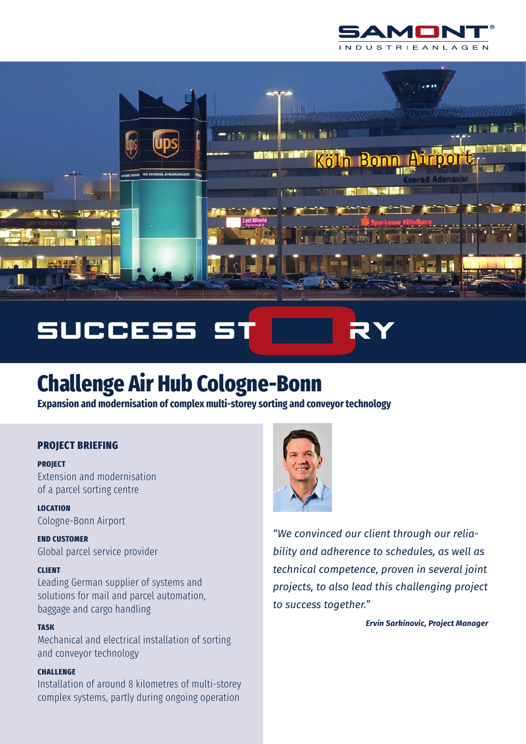SAMONT INDUSTRIEANLAGEN

SUCCESS STORY

# Challenge Air Hub Cologne-Bonn

**Expansion and modernisation of complex multi-storey sorting and conveyor technology**

## PROJECT BRIEFING

**PROJECT**
Extension and modernisation of a parcel sorting centre

**LOCATION**
Cologne-Bonn Airport

**END CUSTOMER**
Global parcel service provider

**CLIENT**
Leading German supplier of systems and solutions for mail and parcel automation, baggage and cargo handling

**TASK**
Mechanical and electrical installation of sorting and conveyor technology

**CHALLENGE**
Installation of around 8 kilometres of multi-storey complex systems, partly during ongoing operation

*"We convinced our client through our reliability and adherence to schedules, as well as technical competence, proven in several joint projects, to also lead this challenging project to success together."*

***Ervin Sarkinovic, Project Manager***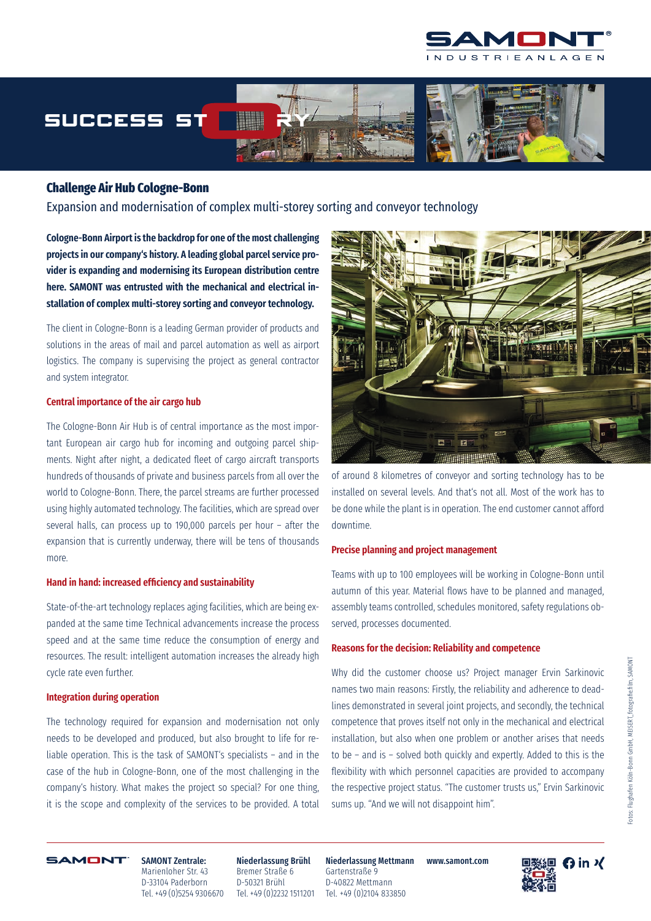# Challenge Air Hub Cologne-Bonn

Expansion and modernisation of complex multi-storey sorting and conveyor technology

**Cologne-Bonn Airport is the backdrop for one of the most challenging projects in our company's history. A leading global parcel service provider is expanding and modernising its European distribution centre here. SAMONT was entrusted with the mechanical and electrical installation of complex multi-storey sorting and conveyor technology.**

The client in Cologne-Bonn is a leading German provider of products and solutions in the areas of mail and parcel automation as well as airport logistics. The company is supervising the project as general contractor and system integrator.

## Central importance of the air cargo hub

The Cologne-Bonn Air Hub is of central importance as the most important European air cargo hub for incoming and outgoing parcel shipments. Night after night, a dedicated fleet of cargo aircraft transports hundreds of thousands of private and business parcels from all over the world to Cologne-Bonn. There, the parcel streams are further processed using highly automated technology. The facilities, which are spread over several halls, can process up to 190,000 parcels per hour – after the expansion that is currently underway, there will be tens of thousands more.

## Hand in hand: increased efficiency and sustainability

State-of-the-art technology replaces aging facilities, which are being expanded at the same time Technical advancements increase the process speed and at the same time reduce the consumption of energy and resources. The result: intelligent automation increases the already high cycle rate even further.

## Integration during operation

The technology required for expansion and modernisation not only needs to be developed and produced, but also brought to life for reliable operation. This is the task of SAMONT's specialists – and in the case of the hub in Cologne-Bonn, one of the most challenging in the company's history. What makes the project so special? For one thing, it is the scope and complexity of the services to be provided. A total of around 8 kilometres of conveyor and sorting technology has to be installed on several levels. And that's not all. Most of the work has to be done while the plant is in operation. The end customer cannot afford downtime.

## Precise planning and project management

Teams with up to 100 employees will be working in Cologne-Bonn until autumn of this year. Material flows have to be planned and managed, assembly teams controlled, schedules monitored, safety regulations observed, processes documented.

## Reasons for the decision: Reliability and competence

Why did the customer choose us? Project manager Ervin Sarkinovic names two main reasons: Firstly, the reliability and adherence to deadlines demonstrated in several joint projects, and secondly, the technical competence that proves itself not only in the mechanical and electrical installation, but also when one problem or another arises that needs to be – and is – solved both quickly and expertly. Added to this is the flexibility with which personnel capacities are provided to accompany the respective project status. "The customer trusts us," Ervin Sarkinovic sums up. "And we will not disappoint him".

Fotos: Flughafen Köln-Bonn GmbH, MEISER_fotografie.film, SAMONT

**SAMONT Zentrale:**
Marienloher Str. 43
D-33104 Paderborn
Tel. +49 (0)5254 9306670

**Niederlassung Brühl**
Bremer Straße 6
D-50321 Brühl
Tel. +49 (0)2232 1511201

**Niederlassung Mettmann**
Gartenstraße 9
D-40822 Mettmann
Tel. +49 (0)2104 833850

**www.samont.com**